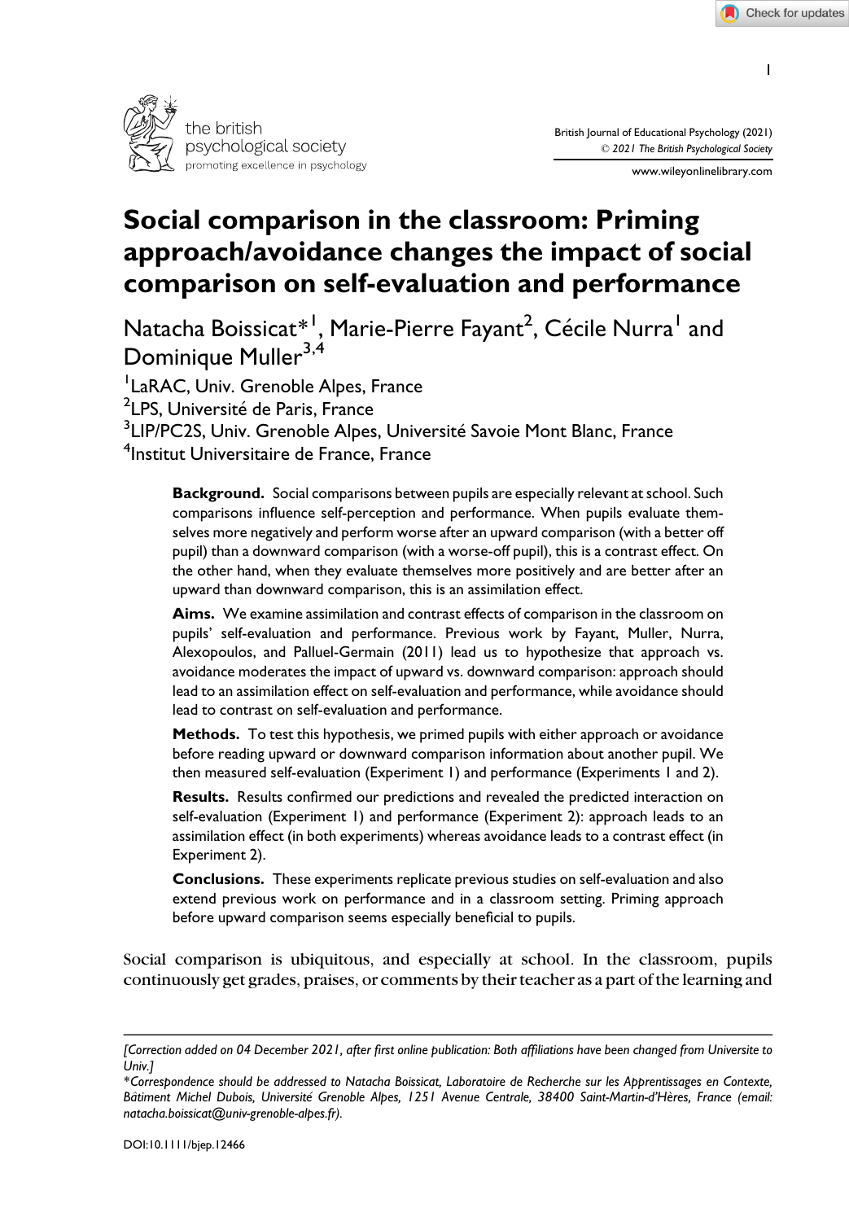# Social comparison in the classroom: Priming approach/avoidance changes the impact of social comparison on self-evaluation and performance

Natacha Boissicat*[1], Marie-Pierre Fayant[2], Cécile Nurra[1] and Dominique Muller[3,4]

[1]LaRAC, Univ. Grenoble Alpes, France
[2]LPS, Université de Paris, France
[3]LIP/PC2S, Univ. Grenoble Alpes, Université Savoie Mont Blanc, France
[4]Institut Universitaire de France, France

**Background.** Social comparisons between pupils are especially relevant at school. Such comparisons influence self-perception and performance. When pupils evaluate themselves more negatively and perform worse after an upward comparison (with a better off pupil) than a downward comparison (with a worse-off pupil), this is a contrast effect. On the other hand, when they evaluate themselves more positively and are better after an upward than downward comparison, this is an assimilation effect.

**Aims.** We examine assimilation and contrast effects of comparison in the classroom on pupils' self-evaluation and performance. Previous work by Fayant, Muller, Nurra, Alexopoulos, and Palluel-Germain (2011) lead us to hypothesize that approach vs. avoidance moderates the impact of upward vs. downward comparison: approach should lead to an assimilation effect on self-evaluation and performance, while avoidance should lead to contrast on self-evaluation and performance.

**Methods.** To test this hypothesis, we primed pupils with either approach or avoidance before reading upward or downward comparison information about another pupil. We then measured self-evaluation (Experiment 1) and performance (Experiments 1 and 2).

**Results.** Results confirmed our predictions and revealed the predicted interaction on self-evaluation (Experiment 1) and performance (Experiment 2): approach leads to an assimilation effect (in both experiments) whereas avoidance leads to a contrast effect (in Experiment 2).

**Conclusions.** These experiments replicate previous studies on self-evaluation and also extend previous work on performance and in a classroom setting. Priming approach before upward comparison seems especially beneficial to pupils.

Social comparison is ubiquitous, and especially at school. In the classroom, pupils continuously get grades, praises, or comments by their teacher as a part of the learning and

---

*[Correction added on 04 December 2021, after first online publication: Both affiliations have been changed from Universite to Univ.]*

*Correspondence should be addressed to Natacha Boissicat, Laboratoire de Recherche sur les Apprentissages en Contexte, Bâtiment Michel Dubois, Université Grenoble Alpes, 1251 Avenue Centrale, 38400 Saint-Martin-d'Hères, France (email: natacha.boissicat@univ-grenoble-alpes.fr).

DOI:10.1111/bjep.12466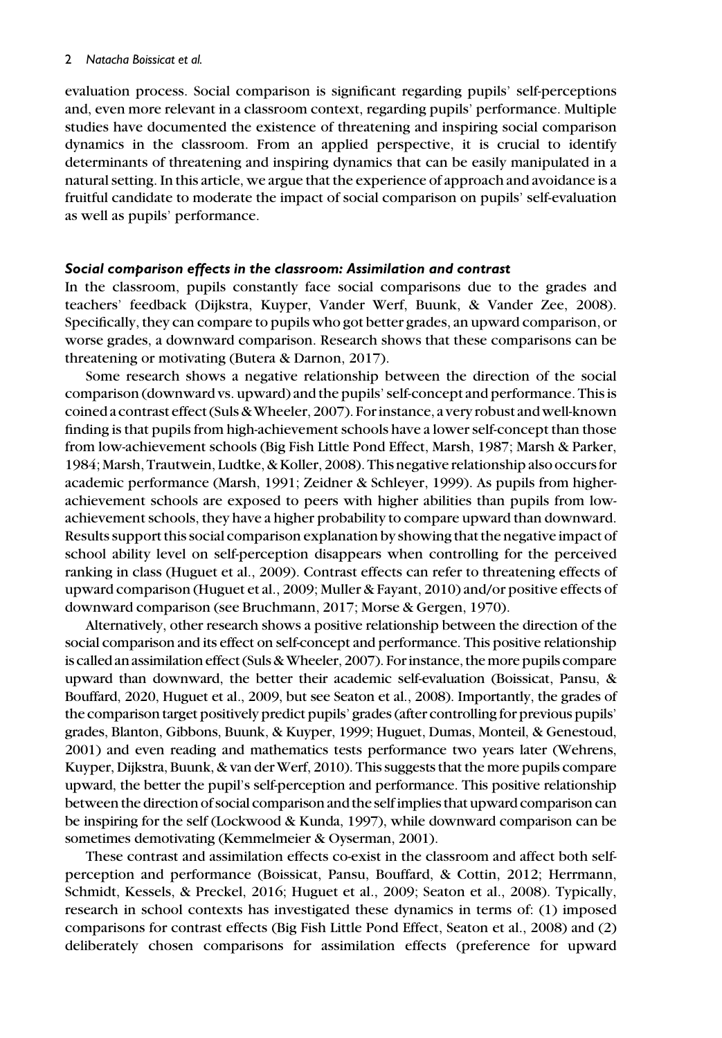evaluation process. Social comparison is significant regarding pupils' self-perceptions and, even more relevant in a classroom context, regarding pupils' performance. Multiple studies have documented the existence of threatening and inspiring social comparison dynamics in the classroom. From an applied perspective, it is crucial to identify determinants of threatening and inspiring dynamics that can be easily manipulated in a natural setting. In this article, we argue that the experience of approach and avoidance is a fruitful candidate to moderate the impact of social comparison on pupils' self-evaluation as well as pupils' performance.

### *Social comparison effects in the classroom: Assimilation and contrast*

In the classroom, pupils constantly face social comparisons due to the grades and teachers' feedback (Dijkstra, Kuyper, Vander Werf, Buunk, & Vander Zee, 2008). Specifically, they can compare to pupils who got better grades, an upward comparison, or worse grades, a downward comparison. Research shows that these comparisons can be threatening or motivating (Butera & Darnon, 2017).

Some research shows a negative relationship between the direction of the social comparison (downward vs. upward) and the pupils' self-concept and performance. This is coined a contrast effect (Suls & Wheeler, 2007). For instance, a very robust and well-known finding is that pupils from high-achievement schools have a lower self-concept than those from low-achievement schools (Big Fish Little Pond Effect, Marsh, 1987; Marsh & Parker, 1984; Marsh, Trautwein, Ludtke, & Koller, 2008). This negative relationship also occurs for academic performance (Marsh, 1991; Zeidner & Schleyer, 1999). As pupils from higher-achievement schools are exposed to peers with higher abilities than pupils from low-achievement schools, they have a higher probability to compare upward than downward. Results support this social comparison explanation by showing that the negative impact of school ability level on self-perception disappears when controlling for the perceived ranking in class (Huguet et al., 2009). Contrast effects can refer to threatening effects of upward comparison (Huguet et al., 2009; Muller & Fayant, 2010) and/or positive effects of downward comparison (see Bruchmann, 2017; Morse & Gergen, 1970).

Alternatively, other research shows a positive relationship between the direction of the social comparison and its effect on self-concept and performance. This positive relationship is called an assimilation effect (Suls & Wheeler, 2007). For instance, the more pupils compare upward than downward, the better their academic self-evaluation (Boissicat, Pansu, & Bouffard, 2020, Huguet et al., 2009, but see Seaton et al., 2008). Importantly, the grades of the comparison target positively predict pupils' grades (after controlling for previous pupils' grades, Blanton, Gibbons, Buunk, & Kuyper, 1999; Huguet, Dumas, Monteil, & Genestoud, 2001) and even reading and mathematics tests performance two years later (Wehrens, Kuyper, Dijkstra, Buunk, & van der Werf, 2010). This suggests that the more pupils compare upward, the better the pupil's self-perception and performance. This positive relationship between the direction of social comparison and the self implies that upward comparison can be inspiring for the self (Lockwood & Kunda, 1997), while downward comparison can be sometimes demotivating (Kemmelmeier & Oyserman, 2001).

These contrast and assimilation effects co-exist in the classroom and affect both self-perception and performance (Boissicat, Pansu, Bouffard, & Cottin, 2012; Herrmann, Schmidt, Kessels, & Preckel, 2016; Huguet et al., 2009; Seaton et al., 2008). Typically, research in school contexts has investigated these dynamics in terms of: (1) imposed comparisons for contrast effects (Big Fish Little Pond Effect, Seaton et al., 2008) and (2) deliberately chosen comparisons for assimilation effects (preference for upward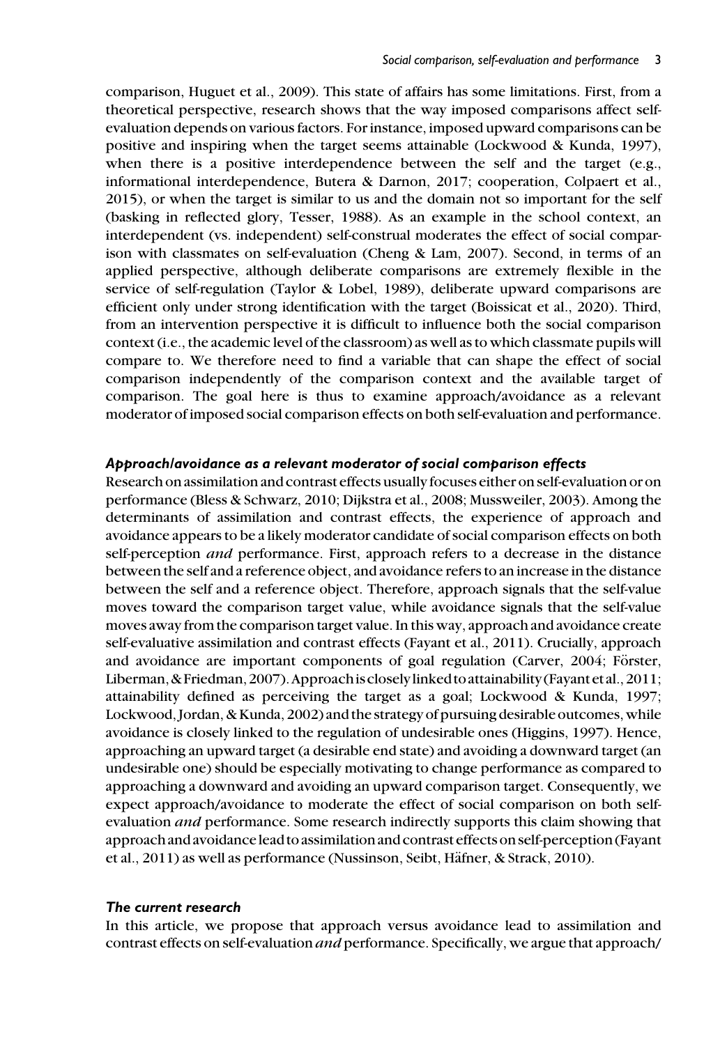comparison, Huguet et al., 2009). This state of affairs has some limitations. First, from a theoretical perspective, research shows that the way imposed comparisons affect self-evaluation depends on various factors. For instance, imposed upward comparisons can be positive and inspiring when the target seems attainable (Lockwood & Kunda, 1997), when there is a positive interdependence between the self and the target (e.g., informational interdependence, Butera & Darnon, 2017; cooperation, Colpaert et al., 2015), or when the target is similar to us and the domain not so important for the self (basking in reflected glory, Tesser, 1988). As an example in the school context, an interdependent (vs. independent) self-construal moderates the effect of social comparison with classmates on self-evaluation (Cheng & Lam, 2007). Second, in terms of an applied perspective, although deliberate comparisons are extremely flexible in the service of self-regulation (Taylor & Lobel, 1989), deliberate upward comparisons are efficient only under strong identification with the target (Boissicat et al., 2020). Third, from an intervention perspective it is difficult to influence both the social comparison context (i.e., the academic level of the classroom) as well as to which classmate pupils will compare to. We therefore need to find a variable that can shape the effect of social comparison independently of the comparison context and the available target of comparison. The goal here is thus to examine approach/avoidance as a relevant moderator of imposed social comparison effects on both self-evaluation and performance.

### *Approach/avoidance as a relevant moderator of social comparison effects*

Research on assimilation and contrast effects usually focuses either on self-evaluation or on performance (Bless & Schwarz, 2010; Dijkstra et al., 2008; Mussweiler, 2003). Among the determinants of assimilation and contrast effects, the experience of approach and avoidance appears to be a likely moderator candidate of social comparison effects on both self-perception *and* performance. First, approach refers to a decrease in the distance between the self and a reference object, and avoidance refers to an increase in the distance between the self and a reference object. Therefore, approach signals that the self-value moves toward the comparison target value, while avoidance signals that the self-value moves away from the comparison target value. In this way, approach and avoidance create self-evaluative assimilation and contrast effects (Fayant et al., 2011). Crucially, approach and avoidance are important components of goal regulation (Carver, 2004; Förster, Liberman, & Friedman, 2007). Approach is closely linked to attainability (Fayant et al., 2011; attainability defined as perceiving the target as a goal; Lockwood & Kunda, 1997; Lockwood, Jordan, & Kunda, 2002) and the strategy of pursuing desirable outcomes, while avoidance is closely linked to the regulation of undesirable ones (Higgins, 1997). Hence, approaching an upward target (a desirable end state) and avoiding a downward target (an undesirable one) should be especially motivating to change performance as compared to approaching a downward and avoiding an upward comparison target. Consequently, we expect approach/avoidance to moderate the effect of social comparison on both self-evaluation *and* performance. Some research indirectly supports this claim showing that approach and avoidance lead to assimilation and contrast effects on self-perception (Fayant et al., 2011) as well as performance (Nussinson, Seibt, Häfner, & Strack, 2010).

### *The current research*

In this article, we propose that approach versus avoidance lead to assimilation and contrast effects on self-evaluation *and* performance. Specifically, we argue that approach/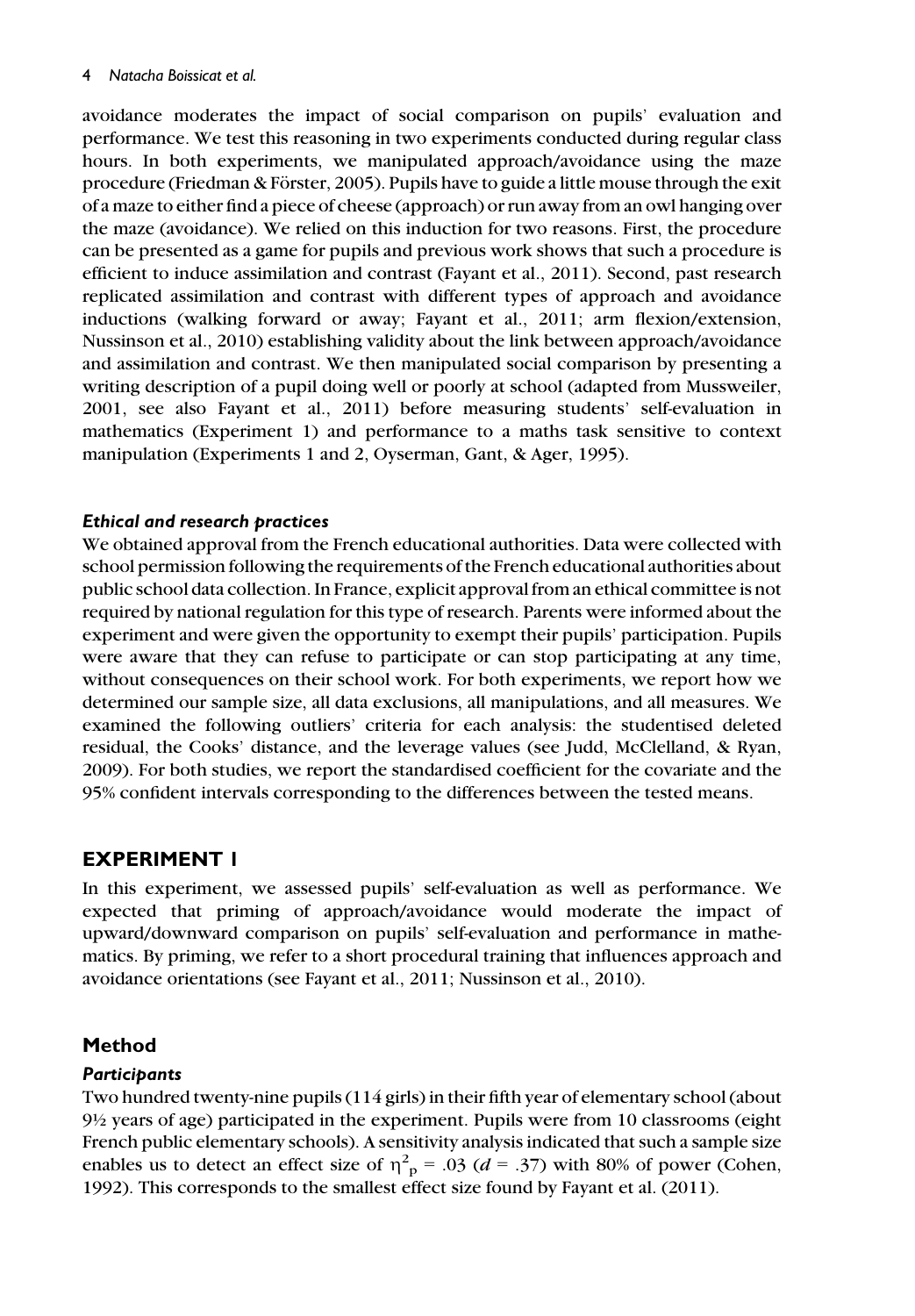avoidance moderates the impact of social comparison on pupils' evaluation and performance. We test this reasoning in two experiments conducted during regular class hours. In both experiments, we manipulated approach/avoidance using the maze procedure (Friedman & Förster, 2005). Pupils have to guide a little mouse through the exit of a maze to either find a piece of cheese (approach) or run away from an owl hanging over the maze (avoidance). We relied on this induction for two reasons. First, the procedure can be presented as a game for pupils and previous work shows that such a procedure is efficient to induce assimilation and contrast (Fayant et al., 2011). Second, past research replicated assimilation and contrast with different types of approach and avoidance inductions (walking forward or away; Fayant et al., 2011; arm flexion/extension, Nussinson et al., 2010) establishing validity about the link between approach/avoidance and assimilation and contrast. We then manipulated social comparison by presenting a writing description of a pupil doing well or poorly at school (adapted from Mussweiler, 2001, see also Fayant et al., 2011) before measuring students' self-evaluation in mathematics (Experiment 1) and performance to a maths task sensitive to context manipulation (Experiments 1 and 2, Oyserman, Gant, & Ager, 1995).

### *Ethical and research practices*

We obtained approval from the French educational authorities. Data were collected with school permission following the requirements of the French educational authorities about public school data collection. In France, explicit approval from an ethical committee is not required by national regulation for this type of research. Parents were informed about the experiment and were given the opportunity to exempt their pupils' participation. Pupils were aware that they can refuse to participate or can stop participating at any time, without consequences on their school work. For both experiments, we report how we determined our sample size, all data exclusions, all manipulations, and all measures. We examined the following outliers' criteria for each analysis: the studentised deleted residual, the Cooks' distance, and the leverage values (see Judd, McClelland, & Ryan, 2009). For both studies, we report the standardised coefficient for the covariate and the 95% confident intervals corresponding to the differences between the tested means.

## EXPERIMENT 1

In this experiment, we assessed pupils' self-evaluation as well as performance. We expected that priming of approach/avoidance would moderate the impact of upward/downward comparison on pupils' self-evaluation and performance in mathematics. By priming, we refer to a short procedural training that influences approach and avoidance orientations (see Fayant et al., 2011; Nussinson et al., 2010).

## Method

### *Participants*

Two hundred twenty-nine pupils (114 girls) in their fifth year of elementary school (about 9½ years of age) participated in the experiment. Pupils were from 10 classrooms (eight French public elementary schools). A sensitivity analysis indicated that such a sample size enables us to detect an effect size of $\eta^2_p = .03$ ($d = .37$) with 80% of power (Cohen, 1992). This corresponds to the smallest effect size found by Fayant et al. (2011).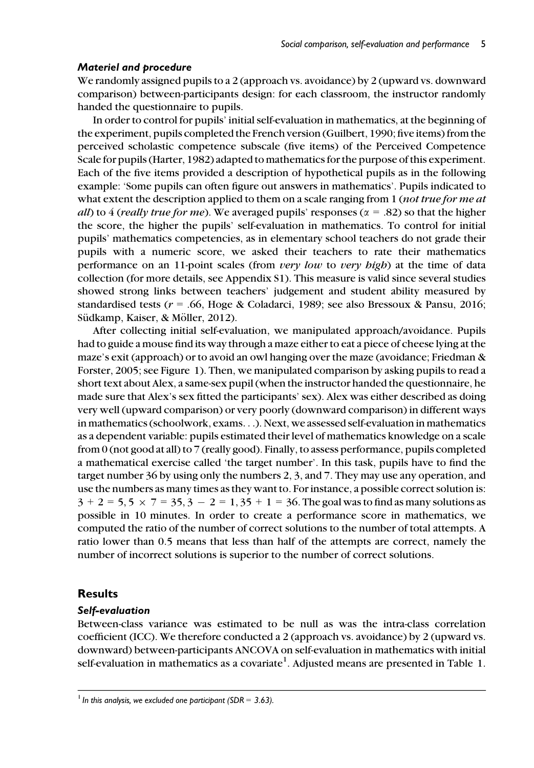### *Materiel and procedure*

We randomly assigned pupils to a 2 (approach vs. avoidance) by 2 (upward vs. downward comparison) between-participants design: for each classroom, the instructor randomly handed the questionnaire to pupils.

In order to control for pupils' initial self-evaluation in mathematics, at the beginning of the experiment, pupils completed the French version (Guilbert, 1990; five items) from the perceived scholastic competence subscale (five items) of the Perceived Competence Scale for pupils (Harter, 1982) adapted to mathematics for the purpose of this experiment. Each of the five items provided a description of hypothetical pupils as in the following example: 'Some pupils can often figure out answers in mathematics'. Pupils indicated to what extent the description applied to them on a scale ranging from 1 (*not true for me at all*) to 4 (*really true for me*). We averaged pupils' responses ($\alpha = .82$) so that the higher the score, the higher the pupils' self-evaluation in mathematics. To control for initial pupils' mathematics competencies, as in elementary school teachers do not grade their pupils with a numeric score, we asked their teachers to rate their mathematics performance on an 11-point scales (from *very low* to *very high*) at the time of data collection (for more details, see Appendix S1). This measure is valid since several studies showed strong links between teachers' judgement and student ability measured by standardised tests ($r = .66$, Hoge & Coladarci, 1989; see also Bressoux & Pansu, 2016; Südkamp, Kaiser, & Möller, 2012).

After collecting initial self-evaluation, we manipulated approach/avoidance. Pupils had to guide a mouse find its way through a maze either to eat a piece of cheese lying at the maze's exit (approach) or to avoid an owl hanging over the maze (avoidance; Friedman & Forster, 2005; see Figure 1). Then, we manipulated comparison by asking pupils to read a short text about Alex, a same-sex pupil (when the instructor handed the questionnaire, he made sure that Alex's sex fitted the participants' sex). Alex was either described as doing very well (upward comparison) or very poorly (downward comparison) in different ways in mathematics (schoolwork, exams. . .). Next, we assessed self-evaluation in mathematics as a dependent variable: pupils estimated their level of mathematics knowledge on a scale from 0 (not good at all) to 7 (really good). Finally, to assess performance, pupils completed a mathematical exercise called 'the target number'. In this task, pupils have to find the target number 36 by using only the numbers 2, 3, and 7. They may use any operation, and use the numbers as many times as they want to. For instance, a possible correct solution is: $3 + 2 = 5, 5 \times 7 = 35, 3 - 2 = 1, 35 + 1 = 36$. The goal was to find as many solutions as possible in 10 minutes. In order to create a performance score in mathematics, we computed the ratio of the number of correct solutions to the number of total attempts. A ratio lower than 0.5 means that less than half of the attempts are correct, namely the number of incorrect solutions is superior to the number of correct solutions.

## Results

### *Self-evaluation*

Between-class variance was estimated to be null as was the intra-class correlation coefficient (ICC). We therefore conducted a 2 (approach vs. avoidance) by 2 (upward vs. downward) between-participants ANCOVA on self-evaluation in mathematics with initial self-evaluation in mathematics as a covariate[1]. Adjusted means are presented in Table 1.

[1] *In this analysis, we excluded one participant (SDR = 3.63).*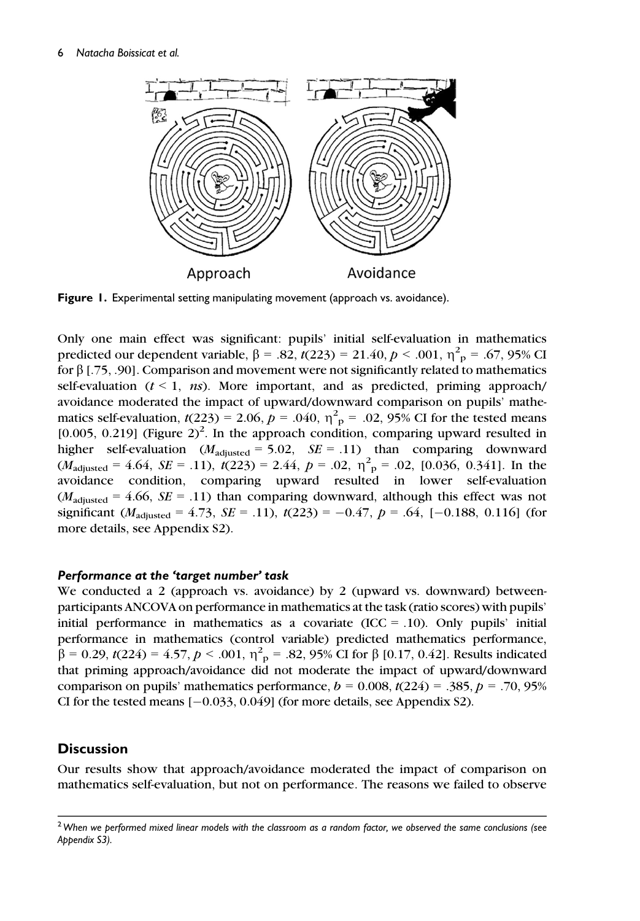Approach

Avoidance

**Figure 1.** Experimental setting manipulating movement (approach vs. avoidance).

Only one main effect was significant: pupils' initial self-evaluation in mathematics predicted our dependent variable, $\beta = .82$, $t(223) = 21.40$, $p < .001$, $\eta^2_p = .67$, 95% CI for $\beta$ [.75, .90]. Comparison and movement were not significantly related to mathematics self-evaluation ($t < 1$, *ns*). More important, and as predicted, priming approach/avoidance moderated the impact of upward/downward comparison on pupils' mathematics self-evaluation, $t(223) = 2.06$, $p = .040$, $\eta^2_p = .02$, 95% CI for the tested means [0.005, 0.219] (Figure 2)[2]. In the approach condition, comparing upward resulted in higher self-evaluation ($M_{adjusted} = 5.02$, $SE = .11$) than comparing downward ($M_{adjusted} = 4.64$, $SE = .11$), $t(223) = 2.44$, $p = .02$, $\eta^2_p = .02$, [0.036, 0.341]. In the avoidance condition, comparing upward resulted in lower self-evaluation ($M_{adjusted} = 4.66$, $SE = .11$) than comparing downward, although this effect was not significant ($M_{adjusted} = 4.73$, $SE = .11$), $t(223) = -0.47$, $p = .64$, [−0.188, 0.116] (for more details, see Appendix S2).

#### *Performance at the 'target number' task*

We conducted a 2 (approach vs. avoidance) by 2 (upward vs. downward) between-participants ANCOVA on performance in mathematics at the task (ratio scores) with pupils' initial performance in mathematics as a covariate (ICC = .10). Only pupils' initial performance in mathematics (control variable) predicted mathematics performance, $\beta = 0.29$, $t(224) = 4.57$, $p < .001$, $\eta^2_p = .82$, 95% CI for $\beta$ [0.17, 0.42]. Results indicated that priming approach/avoidance did not moderate the impact of upward/downward comparison on pupils' mathematics performance, $b = 0.008$, $t(224) = .385$, $p = .70$, 95% CI for the tested means [−0.033, 0.049] (for more details, see Appendix S2).

## Discussion

Our results show that approach/avoidance moderated the impact of comparison on mathematics self-evaluation, but not on performance. The reasons we failed to observe

[2] *When we performed mixed linear models with the classroom as a random factor, we observed the same conclusions (see Appendix S3).*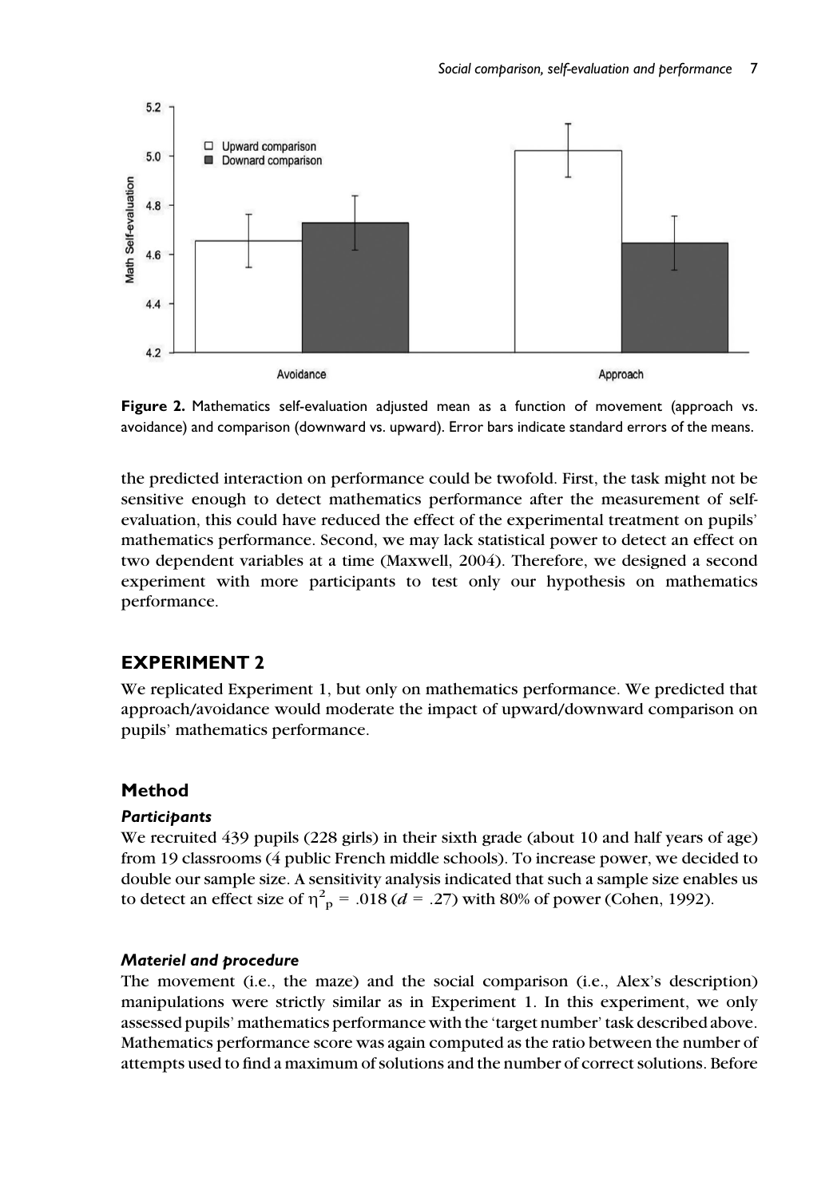**Figure 2.** Mathematics self-evaluation adjusted mean as a function of movement (approach vs. avoidance) and comparison (downward vs. upward). Error bars indicate standard errors of the means.

the predicted interaction on performance could be twofold. First, the task might not be sensitive enough to detect mathematics performance after the measurement of self-evaluation, this could have reduced the effect of the experimental treatment on pupils' mathematics performance. Second, we may lack statistical power to detect an effect on two dependent variables at a time (Maxwell, 2004). Therefore, we designed a second experiment with more participants to test only our hypothesis on mathematics performance.

## EXPERIMENT 2

We replicated Experiment 1, but only on mathematics performance. We predicted that approach/avoidance would moderate the impact of upward/downward comparison on pupils' mathematics performance.

### Method

#### *Participants*

We recruited 439 pupils (228 girls) in their sixth grade (about 10 and half years of age) from 19 classrooms (4 public French middle schools). To increase power, we decided to double our sample size. A sensitivity analysis indicated that such a sample size enables us to detect an effect size of $\eta^2_p = .018$ ($d = .27$) with 80% of power (Cohen, 1992).

#### *Materiel and procedure*

The movement (i.e., the maze) and the social comparison (i.e., Alex's description) manipulations were strictly similar as in Experiment 1. In this experiment, we only assessed pupils' mathematics performance with the 'target number' task described above. Mathematics performance score was again computed as the ratio between the number of attempts used to find a maximum of solutions and the number of correct solutions. Before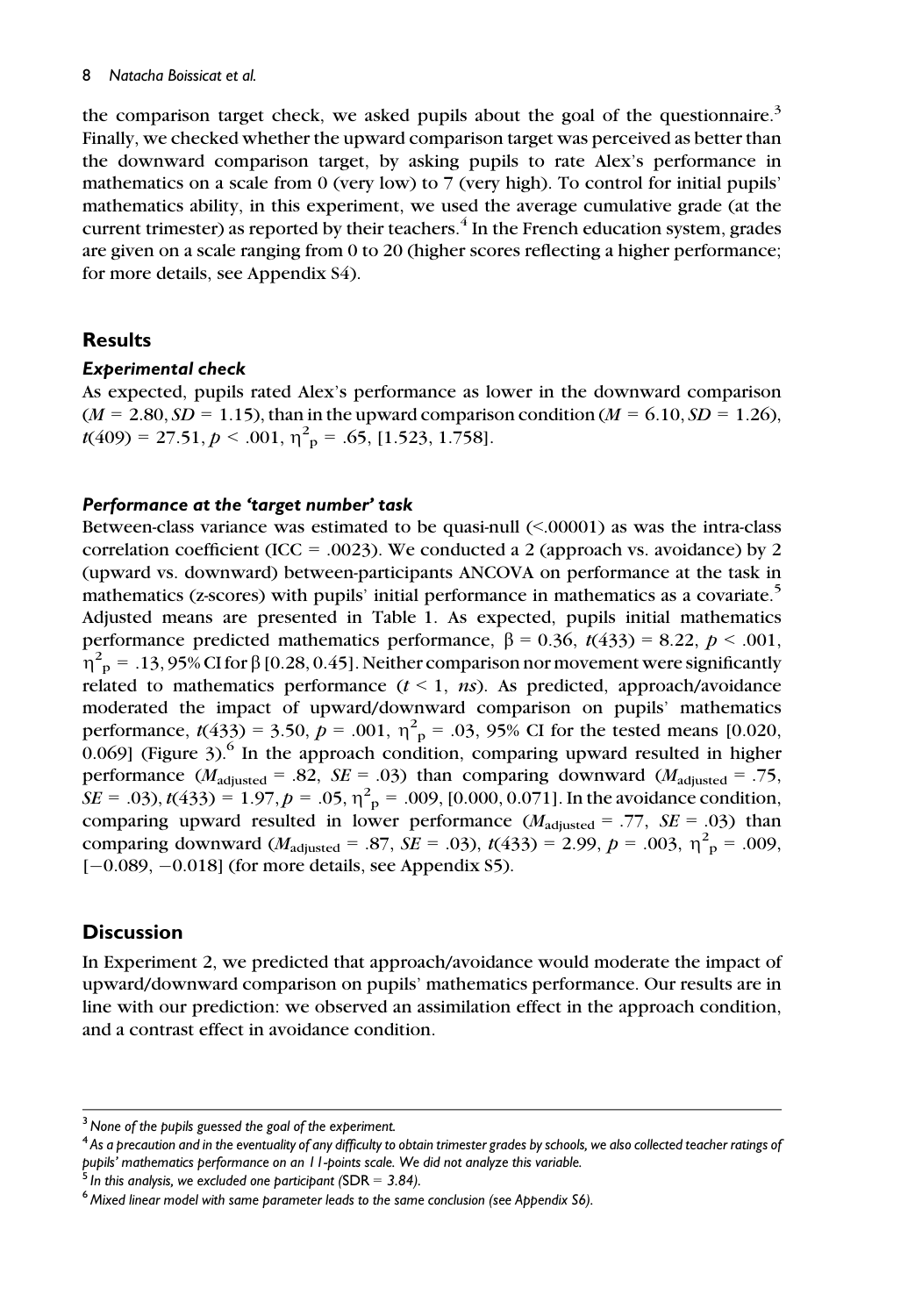the comparison target check, we asked pupils about the goal of the questionnaire.[3] Finally, we checked whether the upward comparison target was perceived as better than the downward comparison target, by asking pupils to rate Alex's performance in mathematics on a scale from 0 (very low) to 7 (very high). To control for initial pupils' mathematics ability, in this experiment, we used the average cumulative grade (at the current trimester) as reported by their teachers.[4] In the French education system, grades are given on a scale ranging from 0 to 20 (higher scores reflecting a higher performance; for more details, see Appendix S4).

## Results

### *Experimental check*

As expected, pupils rated Alex's performance as lower in the downward comparison ($M$ = 2.80, $SD$ = 1.15), than in the upward comparison condition ($M$ = 6.10, $SD$ = 1.26), $t(409) = 27.51$, $p < .001$, $\eta^2_p = .65$, [1.523, 1.758].

### *Performance at the 'target number' task*

Between-class variance was estimated to be quasi-null (<.00001) as was the intra-class correlation coefficient (ICC = .0023). We conducted a 2 (approach vs. avoidance) by 2 (upward vs. downward) between-participants ANCOVA on performance at the task in mathematics (z-scores) with pupils' initial performance in mathematics as a covariate.[5] Adjusted means are presented in Table 1. As expected, pupils initial mathematics performance predicted mathematics performance, $\beta = 0.36$, $t(433) = 8.22$, $p < .001$, $\eta^2_p = .13$, 95% CI for $\beta$ [0.28, 0.45]. Neither comparison nor movement were significantly related to mathematics performance ($t < 1$, *ns*). As predicted, approach/avoidance moderated the impact of upward/downward comparison on pupils' mathematics performance, $t(433) = 3.50$, $p = .001$, $\eta^2_p = .03$, 95% CI for the tested means [0.020, 0.069] (Figure 3).[6] In the approach condition, comparing upward resulted in higher performance ($M_{\text{adjusted}} = .82$, $SE = .03$) than comparing downward ($M_{\text{adjusted}} = .75$, $SE = .03$), $t(433) = 1.97$, $p = .05$, $\eta^2_p = .009$, [0.000, 0.071]. In the avoidance condition, comparing upward resulted in lower performance ($M_{\text{adjusted}} = .77$, $SE = .03$) than comparing downward ($M_{\text{adjusted}} = .87$, $SE = .03$), $t(433) = 2.99$, $p = .003$, $\eta^2_p = .009$, [−0.089, −0.018] (for more details, see Appendix S5).

## Discussion

In Experiment 2, we predicted that approach/avoidance would moderate the impact of upward/downward comparison on pupils' mathematics performance. Our results are in line with our prediction: we observed an assimilation effect in the approach condition, and a contrast effect in avoidance condition.

---

[3] *None of the pupils guessed the goal of the experiment.*

[4] *As a precaution and in the eventuality of any difficulty to obtain trimester grades by schools, we also collected teacher ratings of pupils' mathematics performance on an 11-points scale. We did not analyze this variable.*

[5] *In this analysis, we excluded one participant (*SDR = *3.84).*

[6] *Mixed linear model with same parameter leads to the same conclusion (see Appendix S6).*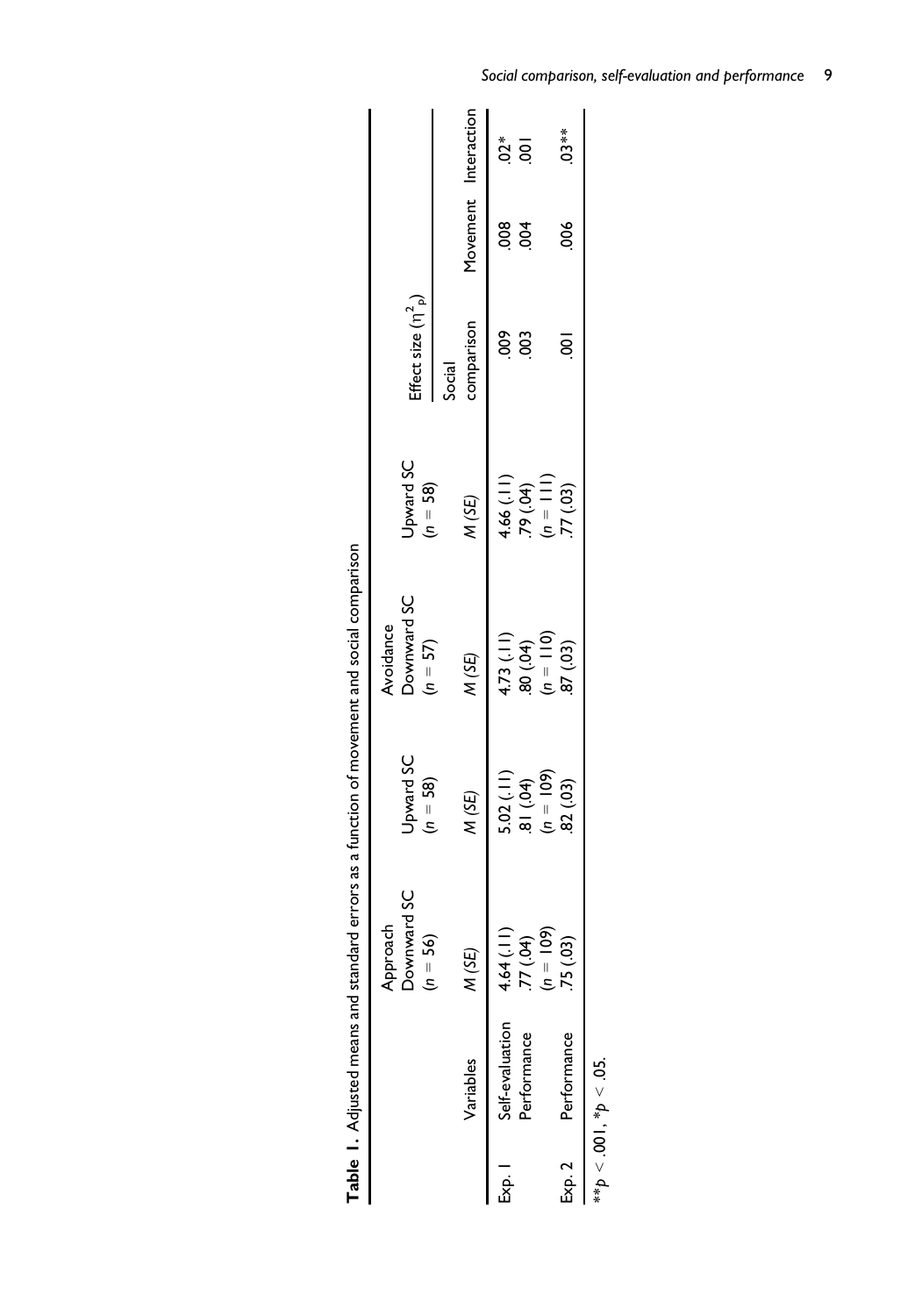**Table 1.** Adjusted means and standard errors as a function of movement and social comparison

| | | Approach | | Avoidance | | Effect size ($\eta^2_p$) | | |
|---|---|---|---|---|---|---|---|---|
| | | Downward SC ($n = 56$) | Upward SC ($n = 58$) | Downward SC ($n = 57$) | Upward SC ($n = 58$) | | | |
| | Variables | *M (SE)* | *M (SE)* | *M (SE)* | *M (SE)* | Social comparison | Movement | Interaction |
| Exp. 1 | Self-evaluation | 4.64 (.11) | 5.02 (.11) | 4.73 (.11) | 4.66 (.11) | .009 | .008 | .02* |
| | Performance | .77 (.04) | .81 (.04) | .80 (.04) | .79 (.04) | .003 | .004 | .001 |
| | | ($n = 109$) | ($n = 109$) | ($n = 110$) | ($n = 111$) | | | |
| Exp. 2 | Performance | .75 (.03) | .82 (.03) | .87 (.03) | .77 (.03) | .001 | .006 | .03** |

**$p < .001$, *$p < .05$.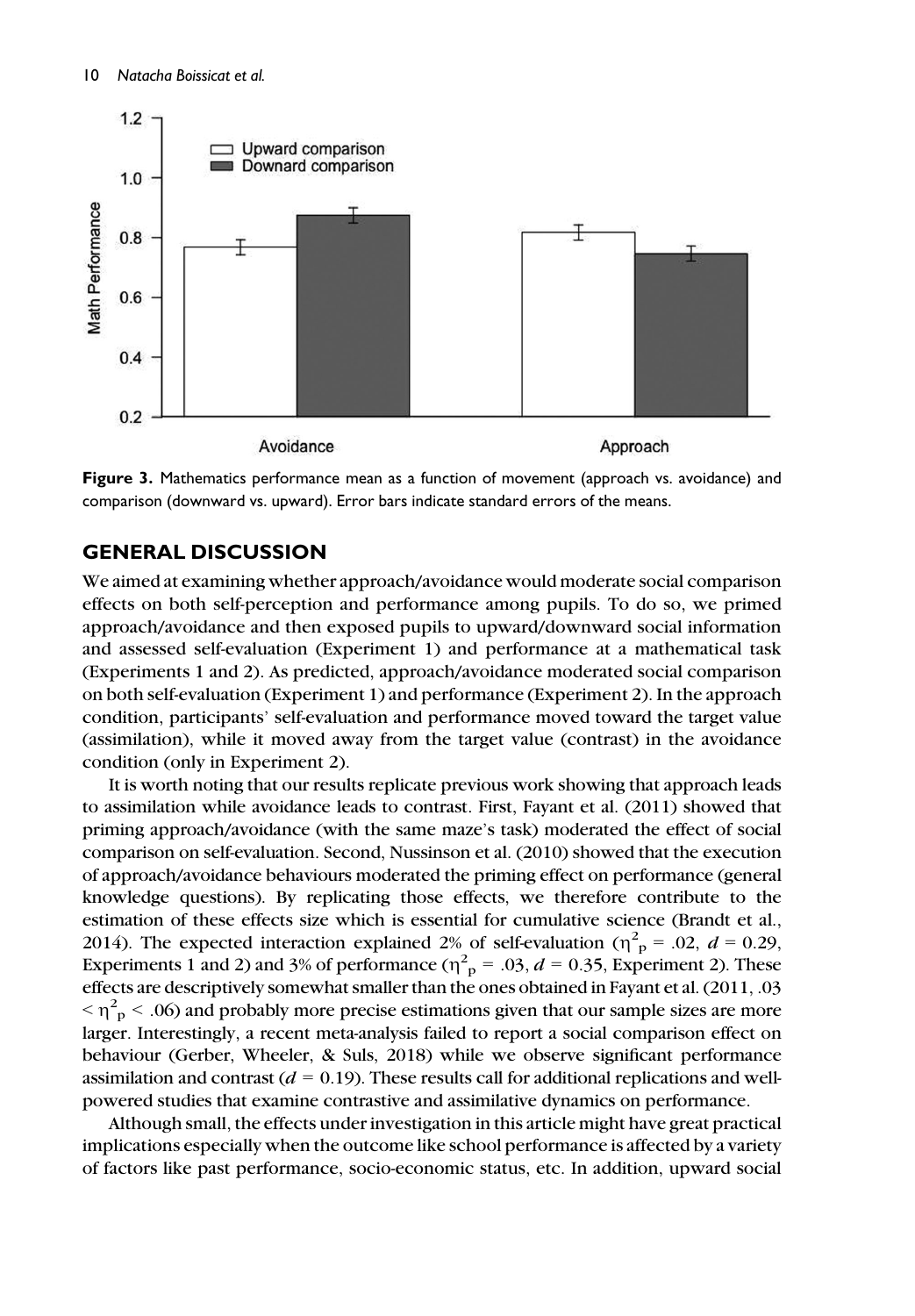**Figure 3.** Mathematics performance mean as a function of movement (approach vs. avoidance) and comparison (downward vs. upward). Error bars indicate standard errors of the means.

## GENERAL DISCUSSION

We aimed at examining whether approach/avoidance would moderate social comparison effects on both self-perception and performance among pupils. To do so, we primed approach/avoidance and then exposed pupils to upward/downward social information and assessed self-evaluation (Experiment 1) and performance at a mathematical task (Experiments 1 and 2). As predicted, approach/avoidance moderated social comparison on both self-evaluation (Experiment 1) and performance (Experiment 2). In the approach condition, participants' self-evaluation and performance moved toward the target value (assimilation), while it moved away from the target value (contrast) in the avoidance condition (only in Experiment 2).

It is worth noting that our results replicate previous work showing that approach leads to assimilation while avoidance leads to contrast. First, Fayant et al. (2011) showed that priming approach/avoidance (with the same maze's task) moderated the effect of social comparison on self-evaluation. Second, Nussinson et al. (2010) showed that the execution of approach/avoidance behaviours moderated the priming effect on performance (general knowledge questions). By replicating those effects, we therefore contribute to the estimation of these effects size which is essential for cumulative science (Brandt et al., 2014). The expected interaction explained 2% of self-evaluation ($\eta^2_p = .02$, $d = 0.29$, Experiments 1 and 2) and 3% of performance ($\eta^2_p = .03$, $d = 0.35$, Experiment 2). These effects are descriptively somewhat smaller than the ones obtained in Fayant et al. (2011, $.03 < \eta^2_p < .06$) and probably more precise estimations given that our sample sizes are more larger. Interestingly, a recent meta-analysis failed to report a social comparison effect on behaviour (Gerber, Wheeler, & Suls, 2018) while we observe significant performance assimilation and contrast ($d = 0.19$). These results call for additional replications and well-powered studies that examine contrastive and assimilative dynamics on performance.

Although small, the effects under investigation in this article might have great practical implications especially when the outcome like school performance is affected by a variety of factors like past performance, socio-economic status, etc. In addition, upward social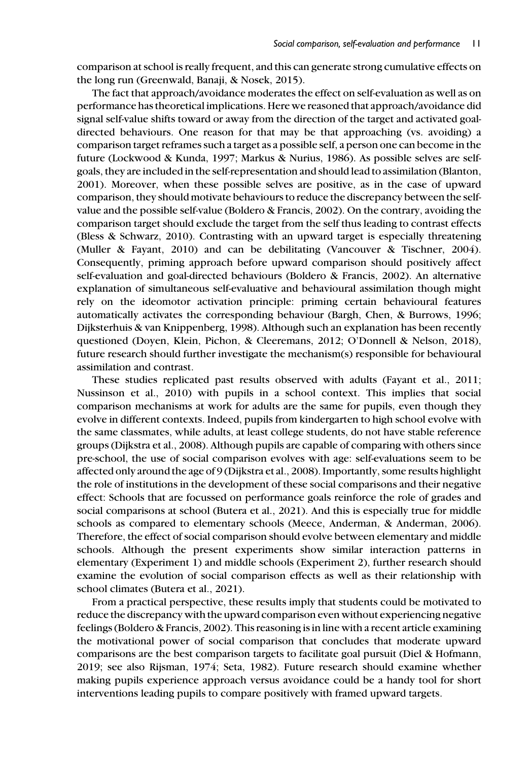comparison at school is really frequent, and this can generate strong cumulative effects on the long run (Greenwald, Banaji, & Nosek, 2015).

The fact that approach/avoidance moderates the effect on self-evaluation as well as on performance has theoretical implications. Here we reasoned that approach/avoidance did signal self-value shifts toward or away from the direction of the target and activated goal-directed behaviours. One reason for that may be that approaching (vs. avoiding) a comparison target reframes such a target as a possible self, a person one can become in the future (Lockwood & Kunda, 1997; Markus & Nurius, 1986). As possible selves are self-goals, they are included in the self-representation and should lead to assimilation (Blanton, 2001). Moreover, when these possible selves are positive, as in the case of upward comparison, they should motivate behaviours to reduce the discrepancy between the self-value and the possible self-value (Boldero & Francis, 2002). On the contrary, avoiding the comparison target should exclude the target from the self thus leading to contrast effects (Bless & Schwarz, 2010). Contrasting with an upward target is especially threatening (Muller & Fayant, 2010) and can be debilitating (Vancouver & Tischner, 2004). Consequently, priming approach before upward comparison should positively affect self-evaluation and goal-directed behaviours (Boldero & Francis, 2002). An alternative explanation of simultaneous self-evaluative and behavioural assimilation though might rely on the ideomotor activation principle: priming certain behavioural features automatically activates the corresponding behaviour (Bargh, Chen, & Burrows, 1996; Dijksterhuis & van Knippenberg, 1998). Although such an explanation has been recently questioned (Doyen, Klein, Pichon, & Cleeremans, 2012; O'Donnell & Nelson, 2018), future research should further investigate the mechanism(s) responsible for behavioural assimilation and contrast.

These studies replicated past results observed with adults (Fayant et al., 2011; Nussinson et al., 2010) with pupils in a school context. This implies that social comparison mechanisms at work for adults are the same for pupils, even though they evolve in different contexts. Indeed, pupils from kindergarten to high school evolve with the same classmates, while adults, at least college students, do not have stable reference groups (Dijkstra et al., 2008). Although pupils are capable of comparing with others since pre-school, the use of social comparison evolves with age: self-evaluations seem to be affected only around the age of 9 (Dijkstra et al., 2008). Importantly, some results highlight the role of institutions in the development of these social comparisons and their negative effect: Schools that are focussed on performance goals reinforce the role of grades and social comparisons at school (Butera et al., 2021). And this is especially true for middle schools as compared to elementary schools (Meece, Anderman, & Anderman, 2006). Therefore, the effect of social comparison should evolve between elementary and middle schools. Although the present experiments show similar interaction patterns in elementary (Experiment 1) and middle schools (Experiment 2), further research should examine the evolution of social comparison effects as well as their relationship with school climates (Butera et al., 2021).

From a practical perspective, these results imply that students could be motivated to reduce the discrepancy with the upward comparison even without experiencing negative feelings (Boldero & Francis, 2002). This reasoning is in line with a recent article examining the motivational power of social comparison that concludes that moderate upward comparisons are the best comparison targets to facilitate goal pursuit (Diel & Hofmann, 2019; see also Rijsman, 1974; Seta, 1982). Future research should examine whether making pupils experience approach versus avoidance could be a handy tool for short interventions leading pupils to compare positively with framed upward targets.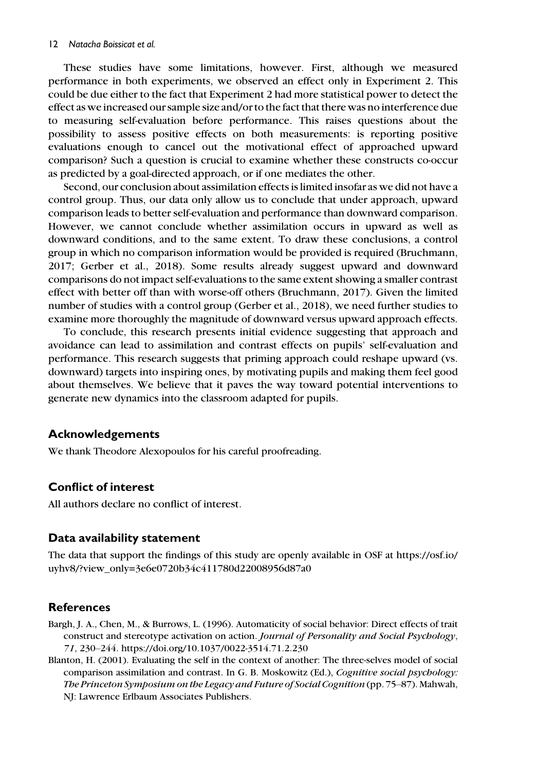These studies have some limitations, however. First, although we measured performance in both experiments, we observed an effect only in Experiment 2. This could be due either to the fact that Experiment 2 had more statistical power to detect the effect as we increased our sample size and/or to the fact that there was no interference due to measuring self-evaluation before performance. This raises questions about the possibility to assess positive effects on both measurements: is reporting positive evaluations enough to cancel out the motivational effect of approached upward comparison? Such a question is crucial to examine whether these constructs co-occur as predicted by a goal-directed approach, or if one mediates the other.

Second, our conclusion about assimilation effects is limited insofar as we did not have a control group. Thus, our data only allow us to conclude that under approach, upward comparison leads to better self-evaluation and performance than downward comparison. However, we cannot conclude whether assimilation occurs in upward as well as downward conditions, and to the same extent. To draw these conclusions, a control group in which no comparison information would be provided is required (Bruchmann, 2017; Gerber et al., 2018). Some results already suggest upward and downward comparisons do not impact self-evaluations to the same extent showing a smaller contrast effect with better off than with worse-off others (Bruchmann, 2017). Given the limited number of studies with a control group (Gerber et al., 2018), we need further studies to examine more thoroughly the magnitude of downward versus upward approach effects.

To conclude, this research presents initial evidence suggesting that approach and avoidance can lead to assimilation and contrast effects on pupils' self-evaluation and performance. This research suggests that priming approach could reshape upward (vs. downward) targets into inspiring ones, by motivating pupils and making them feel good about themselves. We believe that it paves the way toward potential interventions to generate new dynamics into the classroom adapted for pupils.

## Acknowledgements

We thank Theodore Alexopoulos for his careful proofreading.

## Conflict of interest

All authors declare no conflict of interest.

## Data availability statement

The data that support the findings of this study are openly available in OSF at https://osf.io/uyhv8/?view_only=3e6e0720b34c411780d22008956d87a0

## References

Bargh, J. A., Chen, M., & Burrows, L. (1996). Automaticity of social behavior: Direct effects of trait construct and stereotype activation on action. *Journal of Personality and Social Psychology*, *71*, 230–244. https://doi.org/10.1037/0022-3514.71.2.230

Blanton, H. (2001). Evaluating the self in the context of another: The three-selves model of social comparison assimilation and contrast. In G. B. Moskowitz (Ed.), *Cognitive social psychology: The Princeton Symposium on the Legacy and Future of Social Cognition* (pp. 75–87). Mahwah, NJ: Lawrence Erlbaum Associates Publishers.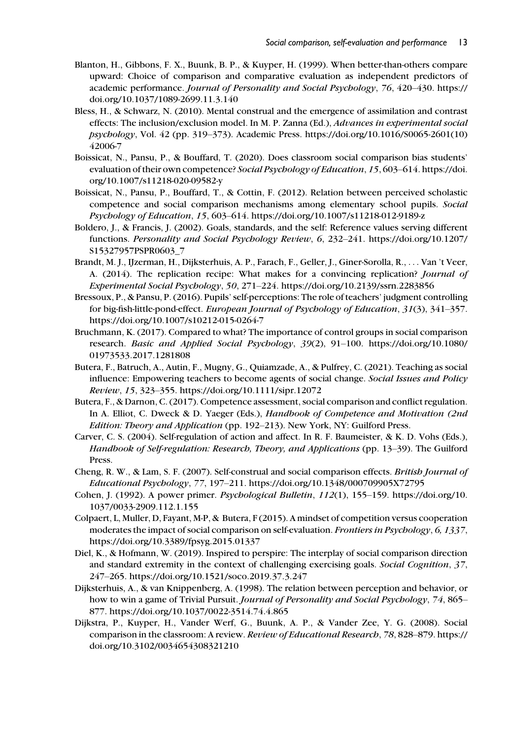Blanton, H., Gibbons, F. X., Buunk, B. P., & Kuyper, H. (1999). When better-than-others compare upward: Choice of comparison and comparative evaluation as independent predictors of academic performance. *Journal of Personality and Social Psychology*, *76*, 420–430. https://doi.org/10.1037/1089-2699.11.3.140

Bless, H., & Schwarz, N. (2010). Mental construal and the emergence of assimilation and contrast effects: The inclusion/exclusion model. In M. P. Zanna (Ed.), *Advances in experimental social psychology*, Vol. 42 (pp. 319–373). Academic Press. https://doi.org/10.1016/S0065-2601(10)42006-7

Boissicat, N., Pansu, P., & Bouffard, T. (2020). Does classroom social comparison bias students' evaluation of their own competence? *Social Psychology of Education*, *15*, 603–614. https://doi.org/10.1007/s11218-020-09582-y

Boissicat, N., Pansu, P., Bouffard, T., & Cottin, F. (2012). Relation between perceived scholastic competence and social comparison mechanisms among elementary school pupils. *Social Psychology of Education*, *15*, 603–614. https://doi.org/10.1007/s11218-012-9189-z

Boldero, J., & Francis, J. (2002). Goals, standards, and the self: Reference values serving different functions. *Personality and Social Psychology Review*, *6*, 232–241. https://doi.org/10.1207/S15327957PSPR0603_7

Brandt, M. J., IJzerman, H., Dijksterhuis, A. P., Farach, F., Geller, J., Giner-Sorolla, R., . . . Van 't Veer, A. (2014). The replication recipe: What makes for a convincing replication? *Journal of Experimental Social Psychology*, *50*, 271–224. https://doi.org/10.2139/ssrn.2283856

Bressoux, P., & Pansu, P. (2016). Pupils' self-perceptions: The role of teachers' judgment controlling for big-fish-little-pond-effect. *European Journal of Psychology of Education*, *31*(3), 341–357. https://doi.org/10.1007/s10212-015-0264-7

Bruchmann, K. (2017). Compared to what? The importance of control groups in social comparison research. *Basic and Applied Social Psychology*, *39*(2), 91–100. https://doi.org/10.1080/01973533.2017.1281808

Butera, F., Batruch, A., Autin, F., Mugny, G., Quiamzade, A., & Pulfrey, C. (2021). Teaching as social influence: Empowering teachers to become agents of social change. *Social Issues and Policy Review*, *15*, 323–355. https://doi.org/10.1111/sipr.12072

Butera, F., & Darnon, C. (2017). Competence assessment, social comparison and conflict regulation. In A. Elliot, C. Dweck & D. Yaeger (Eds.), *Handbook of Competence and Motivation (2nd Edition: Theory and Application* (pp. 192–213). New York, NY: Guilford Press.

Carver, C. S. (2004). Self-regulation of action and affect. In R. F. Baumeister, & K. D. Vohs (Eds.), *Handbook of Self-regulation: Research, Theory, and Applications* (pp. 13–39). The Guilford Press.

Cheng, R. W., & Lam, S. F. (2007). Self-construal and social comparison effects. *British Journal of Educational Psychology*, *77*, 197–211. https://doi.org/10.1348/000709905X72795

Cohen, J. (1992). A power primer. *Psychological Bulletin*, *112*(1), 155–159. https://doi.org/10.1037/0033-2909.112.1.155

Colpaert, L, Muller, D, Fayant, M-P, & Butera, F (2015). A mindset of competition versus cooperation moderates the impact of social comparison on self-evaluation. *Frontiers in Psychology*, *6, 1337*, https://doi.org/10.3389/fpsyg.2015.01337

Diel, K., & Hofmann, W. (2019). Inspired to perspire: The interplay of social comparison direction and standard extremity in the context of challenging exercising goals. *Social Cognition*, *37*, 247–265. https://doi.org/10.1521/soco.2019.37.3.247

Dijksterhuis, A., & van Knippenberg, A. (1998). The relation between perception and behavior, or how to win a game of Trivial Pursuit. *Journal of Personality and Social Psychology*, *74*, 865–877. https://doi.org/10.1037/0022-3514.74.4.865

Dijkstra, P., Kuyper, H., Vander Werf, G., Buunk, A. P., & Vander Zee, Y. G. (2008). Social comparison in the classroom: A review. *Review of Educational Research*, *78*, 828–879. https://doi.org/10.3102/0034654308321210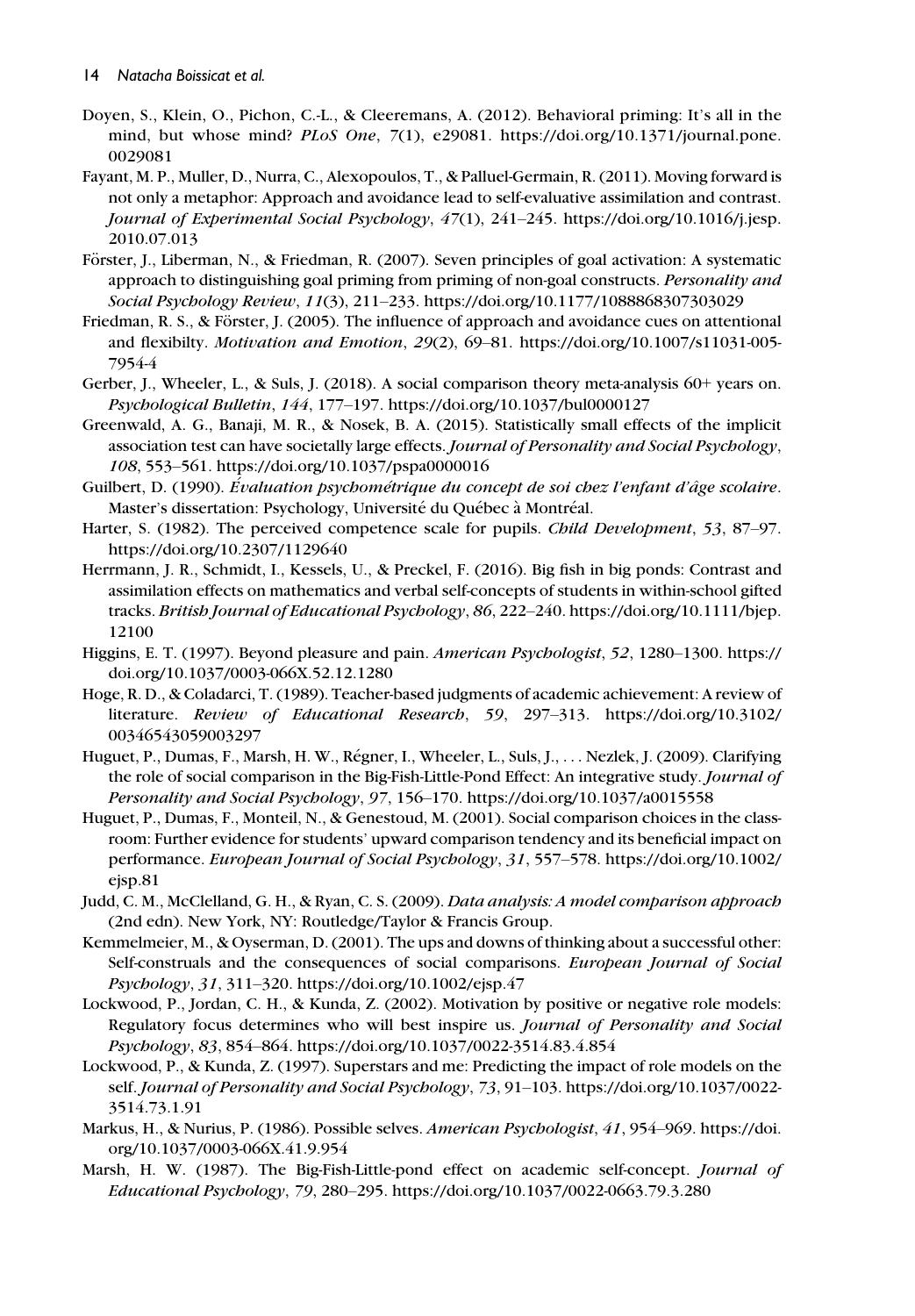Doyen, S., Klein, O., Pichon, C.-L., & Cleeremans, A. (2012). Behavioral priming: It's all in the mind, but whose mind? *PLoS One*, *7*(1), e29081. https://doi.org/10.1371/journal.pone.0029081

Fayant, M. P., Muller, D., Nurra, C., Alexopoulos, T., & Palluel-Germain, R. (2011). Moving forward is not only a metaphor: Approach and avoidance lead to self-evaluative assimilation and contrast. *Journal of Experimental Social Psychology*, *47*(1), 241–245. https://doi.org/10.1016/j.jesp.2010.07.013

Förster, J., Liberman, N., & Friedman, R. (2007). Seven principles of goal activation: A systematic approach to distinguishing goal priming from priming of non-goal constructs. *Personality and Social Psychology Review*, *11*(3), 211–233. https://doi.org/10.1177/1088868307303029

Friedman, R. S., & Förster, J. (2005). The influence of approach and avoidance cues on attentional and flexibilty. *Motivation and Emotion*, *29*(2), 69–81. https://doi.org/10.1007/s11031-005-7954-4

Gerber, J., Wheeler, L., & Suls, J. (2018). A social comparison theory meta-analysis 60+ years on. *Psychological Bulletin*, *144*, 177–197. https://doi.org/10.1037/bul0000127

Greenwald, A. G., Banaji, M. R., & Nosek, B. A. (2015). Statistically small effects of the implicit association test can have societally large effects. *Journal of Personality and Social Psychology*, *108*, 553–561. https://doi.org/10.1037/pspa0000016

Guilbert, D. (1990). *Évaluation psychométrique du concept de soi chez l'enfant d'âge scolaire*. Master's dissertation: Psychology, Université du Québec à Montréal.

Harter, S. (1982). The perceived competence scale for pupils. *Child Development*, *53*, 87–97. https://doi.org/10.2307/1129640

Herrmann, J. R., Schmidt, I., Kessels, U., & Preckel, F. (2016). Big fish in big ponds: Contrast and assimilation effects on mathematics and verbal self-concepts of students in within-school gifted tracks. *British Journal of Educational Psychology*, *86*, 222–240. https://doi.org/10.1111/bjep.12100

Higgins, E. T. (1997). Beyond pleasure and pain. *American Psychologist*, *52*, 1280–1300. https://doi.org/10.1037/0003-066X.52.12.1280

Hoge, R. D., & Coladarci, T. (1989). Teacher-based judgments of academic achievement: A review of literature. *Review of Educational Research*, *59*, 297–313. https://doi.org/10.3102/00346543059003297

Huguet, P., Dumas, F., Marsh, H. W., Régner, I., Wheeler, L., Suls, J., . . . Nezlek, J. (2009). Clarifying the role of social comparison in the Big-Fish-Little-Pond Effect: An integrative study. *Journal of Personality and Social Psychology*, *97*, 156–170. https://doi.org/10.1037/a0015558

Huguet, P., Dumas, F., Monteil, N., & Genestoud, M. (2001). Social comparison choices in the classroom: Further evidence for students' upward comparison tendency and its beneficial impact on performance. *European Journal of Social Psychology*, *31*, 557–578. https://doi.org/10.1002/ejsp.81

Judd, C. M., McClelland, G. H., & Ryan, C. S. (2009). *Data analysis: A model comparison approach* (2nd edn). New York, NY: Routledge/Taylor & Francis Group.

Kemmelmeier, M., & Oyserman, D. (2001). The ups and downs of thinking about a successful other: Self-construals and the consequences of social comparisons. *European Journal of Social Psychology*, *31*, 311–320. https://doi.org/10.1002/ejsp.47

Lockwood, P., Jordan, C. H., & Kunda, Z. (2002). Motivation by positive or negative role models: Regulatory focus determines who will best inspire us. *Journal of Personality and Social Psychology*, *83*, 854–864. https://doi.org/10.1037/0022-3514.83.4.854

Lockwood, P., & Kunda, Z. (1997). Superstars and me: Predicting the impact of role models on the self. *Journal of Personality and Social Psychology*, *73*, 91–103. https://doi.org/10.1037/0022-3514.73.1.91

Markus, H., & Nurius, P. (1986). Possible selves. *American Psychologist*, *41*, 954–969. https://doi.org/10.1037/0003-066X.41.9.954

Marsh, H. W. (1987). The Big-Fish-Little-pond effect on academic self-concept. *Journal of Educational Psychology*, *79*, 280–295. https://doi.org/10.1037/0022-0663.79.3.280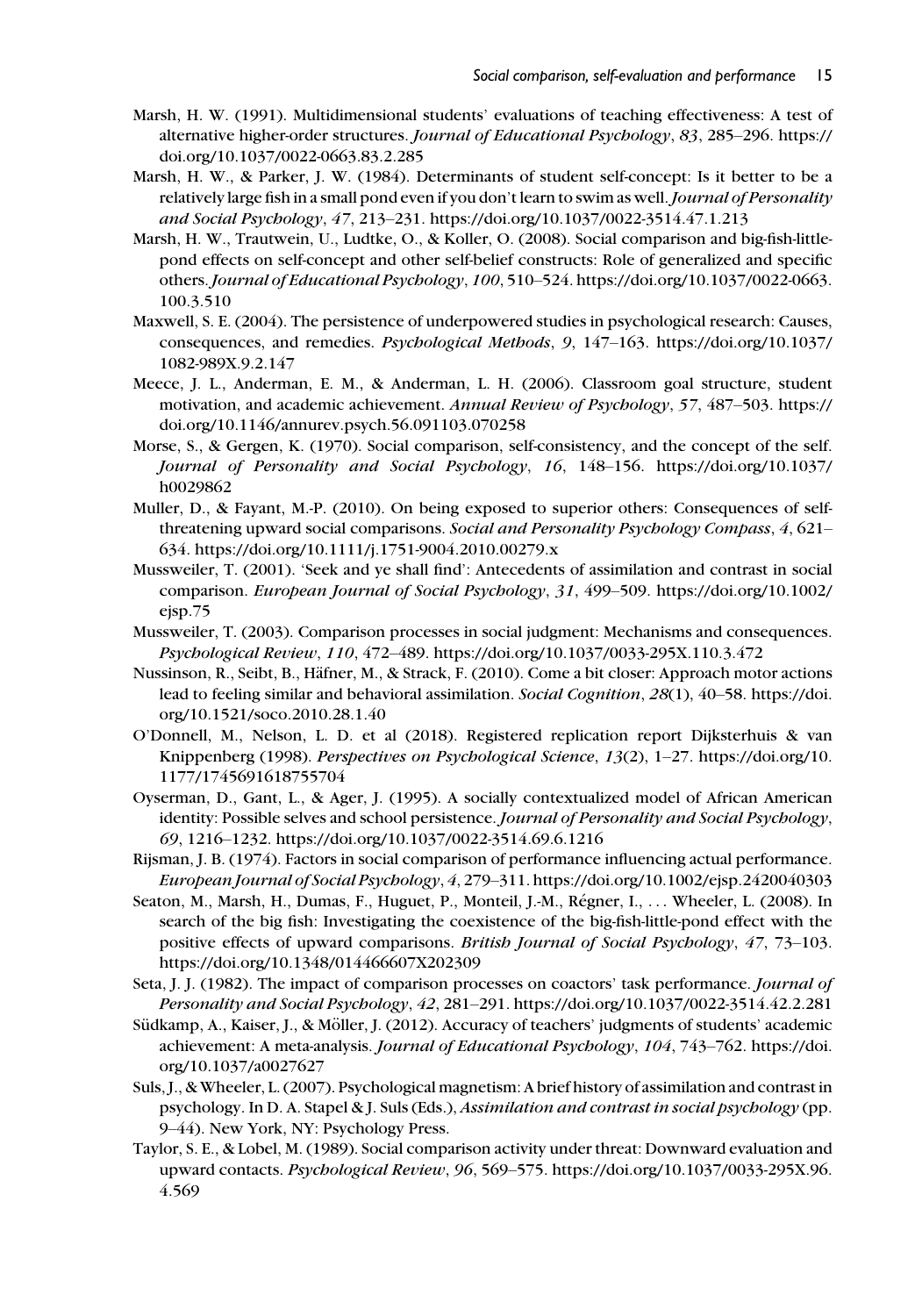Marsh, H. W. (1991). Multidimensional students' evaluations of teaching effectiveness: A test of alternative higher-order structures. *Journal of Educational Psychology*, *83*, 285–296. https://doi.org/10.1037/0022-0663.83.2.285

Marsh, H. W., & Parker, J. W. (1984). Determinants of student self-concept: Is it better to be a relatively large fish in a small pond even if you don't learn to swim as well. *Journal of Personality and Social Psychology*, *47*, 213–231. https://doi.org/10.1037/0022-3514.47.1.213

Marsh, H. W., Trautwein, U., Ludtke, O., & Koller, O. (2008). Social comparison and big-fish-little-pond effects on self-concept and other self-belief constructs: Role of generalized and specific others. *Journal of Educational Psychology*, *100*, 510–524. https://doi.org/10.1037/0022-0663.100.3.510

Maxwell, S. E. (2004). The persistence of underpowered studies in psychological research: Causes, consequences, and remedies. *Psychological Methods*, *9*, 147–163. https://doi.org/10.1037/1082-989X.9.2.147

Meece, J. L., Anderman, E. M., & Anderman, L. H. (2006). Classroom goal structure, student motivation, and academic achievement. *Annual Review of Psychology*, *57*, 487–503. https://doi.org/10.1146/annurev.psych.56.091103.070258

Morse, S., & Gergen, K. (1970). Social comparison, self-consistency, and the concept of the self. *Journal of Personality and Social Psychology*, *16*, 148–156. https://doi.org/10.1037/h0029862

Muller, D., & Fayant, M.-P. (2010). On being exposed to superior others: Consequences of self-threatening upward social comparisons. *Social and Personality Psychology Compass*, *4*, 621–634. https://doi.org/10.1111/j.1751-9004.2010.00279.x

Mussweiler, T. (2001). 'Seek and ye shall find': Antecedents of assimilation and contrast in social comparison. *European Journal of Social Psychology*, *31*, 499–509. https://doi.org/10.1002/ejsp.75

Mussweiler, T. (2003). Comparison processes in social judgment: Mechanisms and consequences. *Psychological Review*, *110*, 472–489. https://doi.org/10.1037/0033-295X.110.3.472

Nussinson, R., Seibt, B., Häfner, M., & Strack, F. (2010). Come a bit closer: Approach motor actions lead to feeling similar and behavioral assimilation. *Social Cognition*, *28*(1), 40–58. https://doi.org/10.1521/soco.2010.28.1.40

O'Donnell, M., Nelson, L. D. et al (2018). Registered replication report Dijksterhuis & van Knippenberg (1998). *Perspectives on Psychological Science*, *13*(2), 1–27. https://doi.org/10.1177/1745691618755704

Oyserman, D., Gant, L., & Ager, J. (1995). A socially contextualized model of African American identity: Possible selves and school persistence. *Journal of Personality and Social Psychology*, *69*, 1216–1232. https://doi.org/10.1037/0022-3514.69.6.1216

Rijsman, J. B. (1974). Factors in social comparison of performance influencing actual performance. *European Journal of Social Psychology*, *4*, 279–311. https://doi.org/10.1002/ejsp.2420040303

Seaton, M., Marsh, H., Dumas, F., Huguet, P., Monteil, J.-M., Régner, I., ... Wheeler, L. (2008). In search of the big fish: Investigating the coexistence of the big-fish-little-pond effect with the positive effects of upward comparisons. *British Journal of Social Psychology*, *47*, 73–103. https://doi.org/10.1348/014466607X202309

Seta, J. J. (1982). The impact of comparison processes on coactors' task performance. *Journal of Personality and Social Psychology*, *42*, 281–291. https://doi.org/10.1037/0022-3514.42.2.281

Südkamp, A., Kaiser, J., & Möller, J. (2012). Accuracy of teachers' judgments of students' academic achievement: A meta-analysis. *Journal of Educational Psychology*, *104*, 743–762. https://doi.org/10.1037/a0027627

Suls, J., & Wheeler, L. (2007). Psychological magnetism: A brief history of assimilation and contrast in psychology. In D. A. Stapel & J. Suls (Eds.), *Assimilation and contrast in social psychology* (pp. 9–44). New York, NY: Psychology Press.

Taylor, S. E., & Lobel, M. (1989). Social comparison activity under threat: Downward evaluation and upward contacts. *Psychological Review*, *96*, 569–575. https://doi.org/10.1037/0033-295X.96.4.569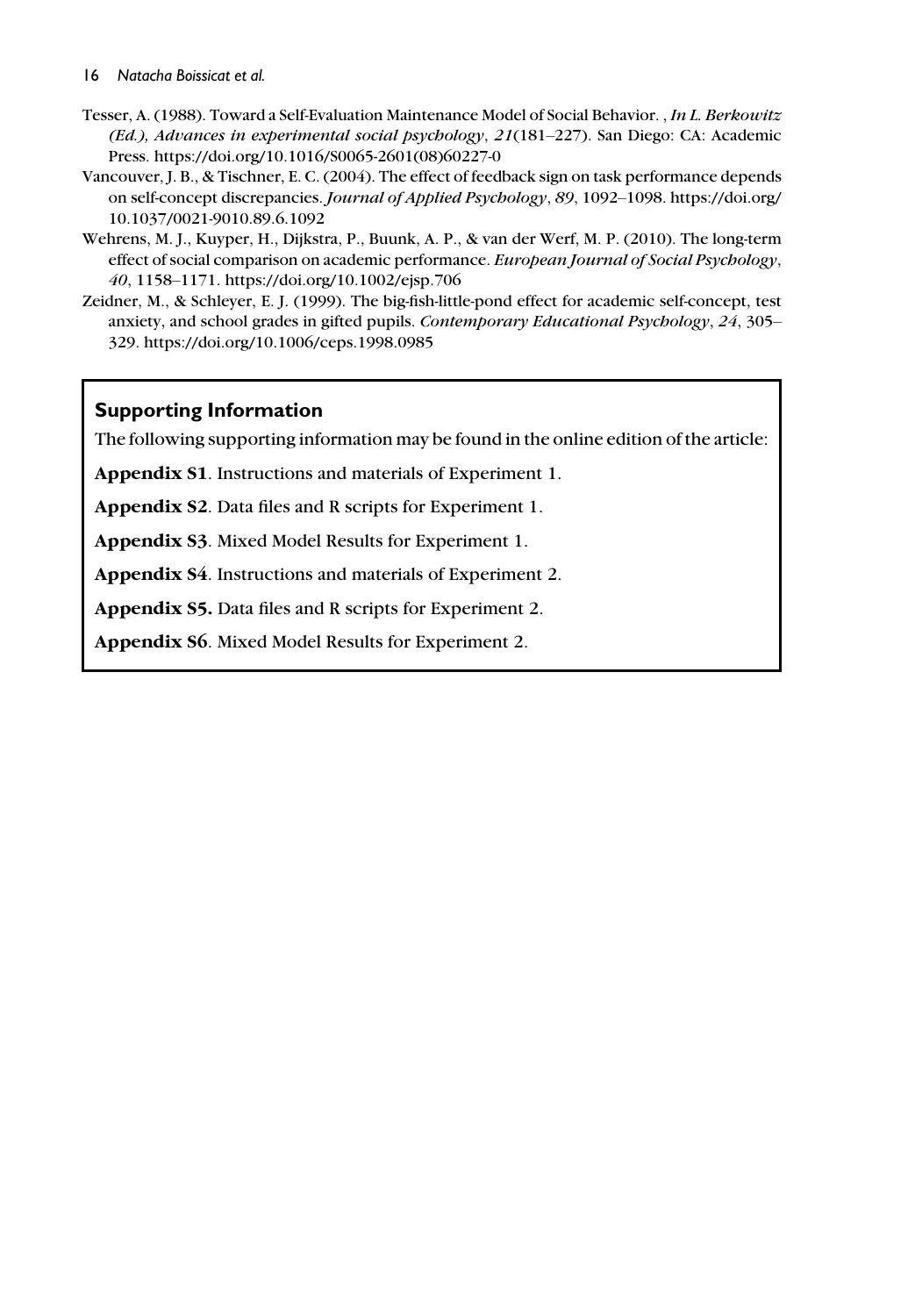Tesser, A. (1988). Toward a Self-Evaluation Maintenance Model of Social Behavior. , *In L. Berkowitz (Ed.), Advances in experimental social psychology*, *21*(181–227). San Diego: CA: Academic Press. https://doi.org/10.1016/S0065-2601(08)60227-0

Vancouver, J. B., & Tischner, E. C. (2004). The effect of feedback sign on task performance depends on self-concept discrepancies. *Journal of Applied Psychology*, *89*, 1092–1098. https://doi.org/10.1037/0021-9010.89.6.1092

Wehrens, M. J., Kuyper, H., Dijkstra, P., Buunk, A. P., & van der Werf, M. P. (2010). The long-term effect of social comparison on academic performance. *European Journal of Social Psychology*, *40*, 1158–1171. https://doi.org/10.1002/ejsp.706

Zeidner, M., & Schleyer, E. J. (1999). The big-fish-little-pond effect for academic self-concept, test anxiety, and school grades in gifted pupils. *Contemporary Educational Psychology*, *24*, 305–329. https://doi.org/10.1006/ceps.1998.0985

## Supporting Information

The following supporting information may be found in the online edition of the article:

**Appendix S1**. Instructions and materials of Experiment 1.

**Appendix S2**. Data files and R scripts for Experiment 1.

**Appendix S3**. Mixed Model Results for Experiment 1.

**Appendix S4**. Instructions and materials of Experiment 2.

**Appendix S5.** Data files and R scripts for Experiment 2.

**Appendix S6**. Mixed Model Results for Experiment 2.